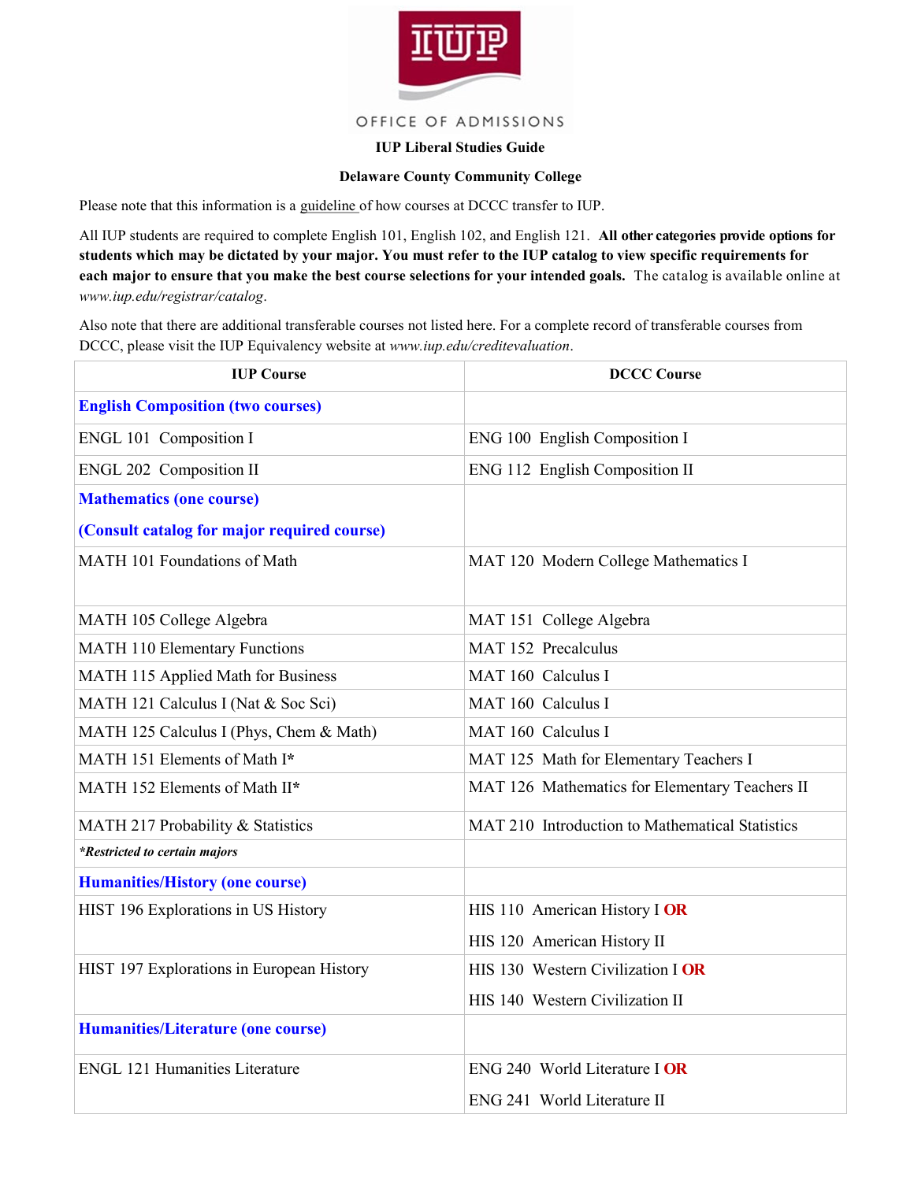OFFICE OF ADMISSIONS

**IUP Liberal Studies Guide**

**Delaware County Community College**

Please note that this information is a guideline of how courses at DCCC transfer to IUP.

All IUP students are required to complete English 101, English 102, and English 121. **All other categories provide options for students which may be dictated by your major. You must refer to the IUP catalog to view specific requirements for each major to ensure that you make the best course selections for your intended goals.** The catalog is available online at *www.iup.edu/registrar/catalog*.

Also note that there are additional transferable courses not listed here. For a complete record of transferable courses from DCCC, please visit the IUP Equivalency website at *www.iup.edu/creditevaluation*.

| IUP Course | DCCC Course |
|---|---|
| **English Composition (two courses)** | |
| ENGL 101 Composition I | ENG 100 English Composition I |
| ENGL 202 Composition II | ENG 112 English Composition II |
| **Mathematics (one course)**<br>**(Consult catalog for major required course)** | |
| MATH 101 Foundations of Math | MAT 120 Modern College Mathematics I |
| MATH 105 College Algebra | MAT 151 College Algebra |
| MATH 110 Elementary Functions | MAT 152 Precalculus |
| MATH 115 Applied Math for Business | MAT 160 Calculus I |
| MATH 121 Calculus I (Nat & Soc Sci) | MAT 160 Calculus I |
| MATH 125 Calculus I (Phys, Chem & Math) | MAT 160 Calculus I |
| MATH 151 Elements of Math I* | MAT 125 Math for Elementary Teachers I |
| MATH 152 Elements of Math II* | MAT 126 Mathematics for Elementary Teachers II |
| MATH 217 Probability & Statistics | MAT 210 Introduction to Mathematical Statistics |
| ***Restricted to certain majors** | |
| **Humanities/History (one course)** | |
| HIST 196 Explorations in US History | HIS 110 American History I **OR**<br>HIS 120 American History II |
| HIST 197 Explorations in European History | HIS 130 Western Civilization I **OR**<br>HIS 140 Western Civilization II |
| **Humanities/Literature (one course)** | |
| ENGL 121 Humanities Literature | ENG 240 World Literature I **OR**<br>ENG 241 World Literature II |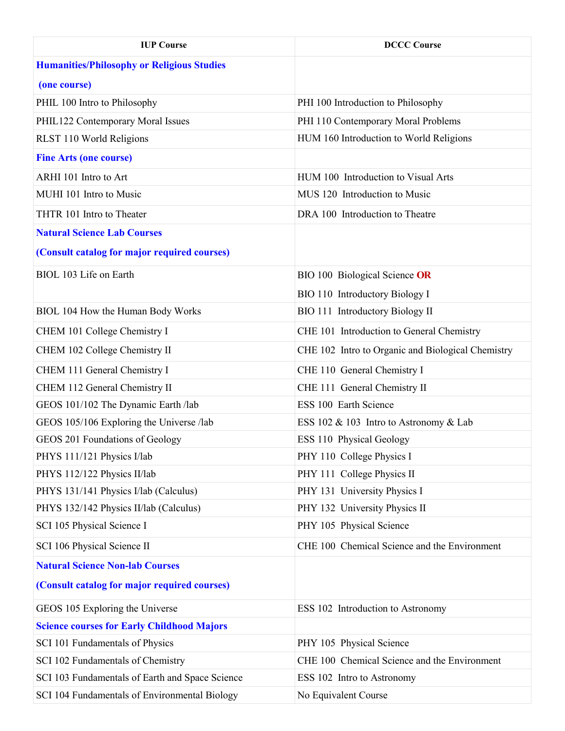| IUP Course | DCCC Course |
|---|---|
| **Humanities/Philosophy or Religious Studies (one course)** | |
| PHIL 100 Intro to Philosophy | PHI 100 Introduction to Philosophy |
| PHIL122 Contemporary Moral Issues | PHI 110 Contemporary Moral Problems |
| RLST 110 World Religions | HUM 160 Introduction to World Religions |
| **Fine Arts (one course)** | |
| ARHI 101 Intro to Art | HUM 100 Introduction to Visual Arts |
| MUHI 101 Intro to Music | MUS 120 Introduction to Music |
| THTR 101 Intro to Theater | DRA 100 Introduction to Theatre |
| **Natural Science Lab Courses (Consult catalog for major required courses)** | |
| BIOL 103 Life on Earth | BIO 100 Biological Science **OR** BIO 110 Introductory Biology I |
| BIOL 104 How the Human Body Works | BIO 111 Introductory Biology II |
| CHEM 101 College Chemistry I | CHE 101 Introduction to General Chemistry |
| CHEM 102 College Chemistry II | CHE 102 Intro to Organic and Biological Chemistry |
| CHEM 111 General Chemistry I | CHE 110 General Chemistry I |
| CHEM 112 General Chemistry II | CHE 111 General Chemistry II |
| GEOS 101/102 The Dynamic Earth /lab | ESS 100 Earth Science |
| GEOS 105/106 Exploring the Universe /lab | ESS 102 & 103 Intro to Astronomy & Lab |
| GEOS 201 Foundations of Geology | ESS 110 Physical Geology |
| PHYS 111/121 Physics I/lab | PHY 110 College Physics I |
| PHYS 112/122 Physics II/lab | PHY 111 College Physics II |
| PHYS 131/141 Physics I/lab (Calculus) | PHY 131 University Physics I |
| PHYS 132/142 Physics II/lab (Calculus) | PHY 132 University Physics II |
| SCI 105 Physical Science I | PHY 105 Physical Science |
| SCI 106 Physical Science II | CHE 100 Chemical Science and the Environment |
| **Natural Science Non-lab Courses (Consult catalog for major required courses)** | |
| GEOS 105 Exploring the Universe | ESS 102 Introduction to Astronomy |
| **Science courses for Early Childhood Majors** | |
| SCI 101 Fundamentals of Physics | PHY 105 Physical Science |
| SCI 102 Fundamentals of Chemistry | CHE 100 Chemical Science and the Environment |
| SCI 103 Fundamentals of Earth and Space Science | ESS 102 Intro to Astronomy |
| SCI 104 Fundamentals of Environmental Biology | No Equivalent Course |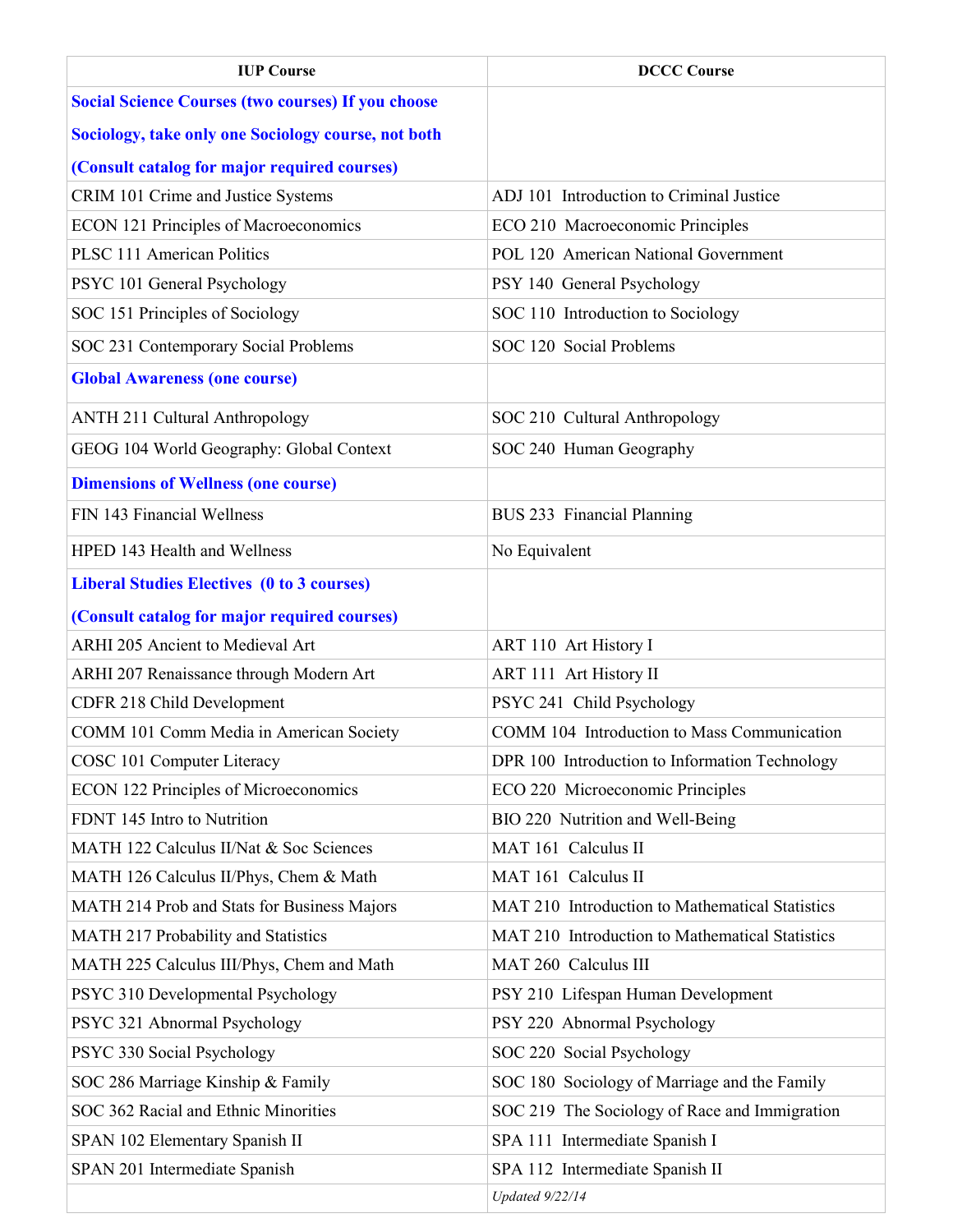| IUP Course | DCCC Course |
|---|---|
| **Social Science Courses (two courses) If you choose Sociology, take only one Sociology course, not both (Consult catalog for major required courses)** | |
| CRIM 101 Crime and Justice Systems | ADJ 101 Introduction to Criminal Justice |
| ECON 121 Principles of Macroeconomics | ECO 210 Macroeconomic Principles |
| PLSC 111 American Politics | POL 120 American National Government |
| PSYC 101 General Psychology | PSY 140 General Psychology |
| SOC 151 Principles of Sociology | SOC 110 Introduction to Sociology |
| SOC 231 Contemporary Social Problems | SOC 120 Social Problems |
| **Global Awareness (one course)** | |
| ANTH 211 Cultural Anthropology | SOC 210 Cultural Anthropology |
| GEOG 104 World Geography: Global Context | SOC 240 Human Geography |
| **Dimensions of Wellness (one course)** | |
| FIN 143 Financial Wellness | BUS 233 Financial Planning |
| HPED 143 Health and Wellness | No Equivalent |
| **Liberal Studies Electives (0 to 3 courses) (Consult catalog for major required courses)** | |
| ARHI 205 Ancient to Medieval Art | ART 110 Art History I |
| ARHI 207 Renaissance through Modern Art | ART 111 Art History II |
| CDFR 218 Child Development | PSYC 241 Child Psychology |
| COMM 101 Comm Media in American Society | COMM 104 Introduction to Mass Communication |
| COSC 101 Computer Literacy | DPR 100 Introduction to Information Technology |
| ECON 122 Principles of Microeconomics | ECO 220 Microeconomic Principles |
| FDNT 145 Intro to Nutrition | BIO 220 Nutrition and Well-Being |
| MATH 122 Calculus II/Nat & Soc Sciences | MAT 161 Calculus II |
| MATH 126 Calculus II/Phys, Chem & Math | MAT 161 Calculus II |
| MATH 214 Prob and Stats for Business Majors | MAT 210 Introduction to Mathematical Statistics |
| MATH 217 Probability and Statistics | MAT 210 Introduction to Mathematical Statistics |
| MATH 225 Calculus III/Phys, Chem and Math | MAT 260 Calculus III |
| PSYC 310 Developmental Psychology | PSY 210 Lifespan Human Development |
| PSYC 321 Abnormal Psychology | PSY 220 Abnormal Psychology |
| PSYC 330 Social Psychology | SOC 220 Social Psychology |
| SOC 286 Marriage Kinship & Family | SOC 180 Sociology of Marriage and the Family |
| SOC 362 Racial and Ethnic Minorities | SOC 219 The Sociology of Race and Immigration |
| SPAN 102 Elementary Spanish II | SPA 111 Intermediate Spanish I |
| SPAN 201 Intermediate Spanish | SPA 112 Intermediate Spanish II |
| | *Updated 9/22/14* |